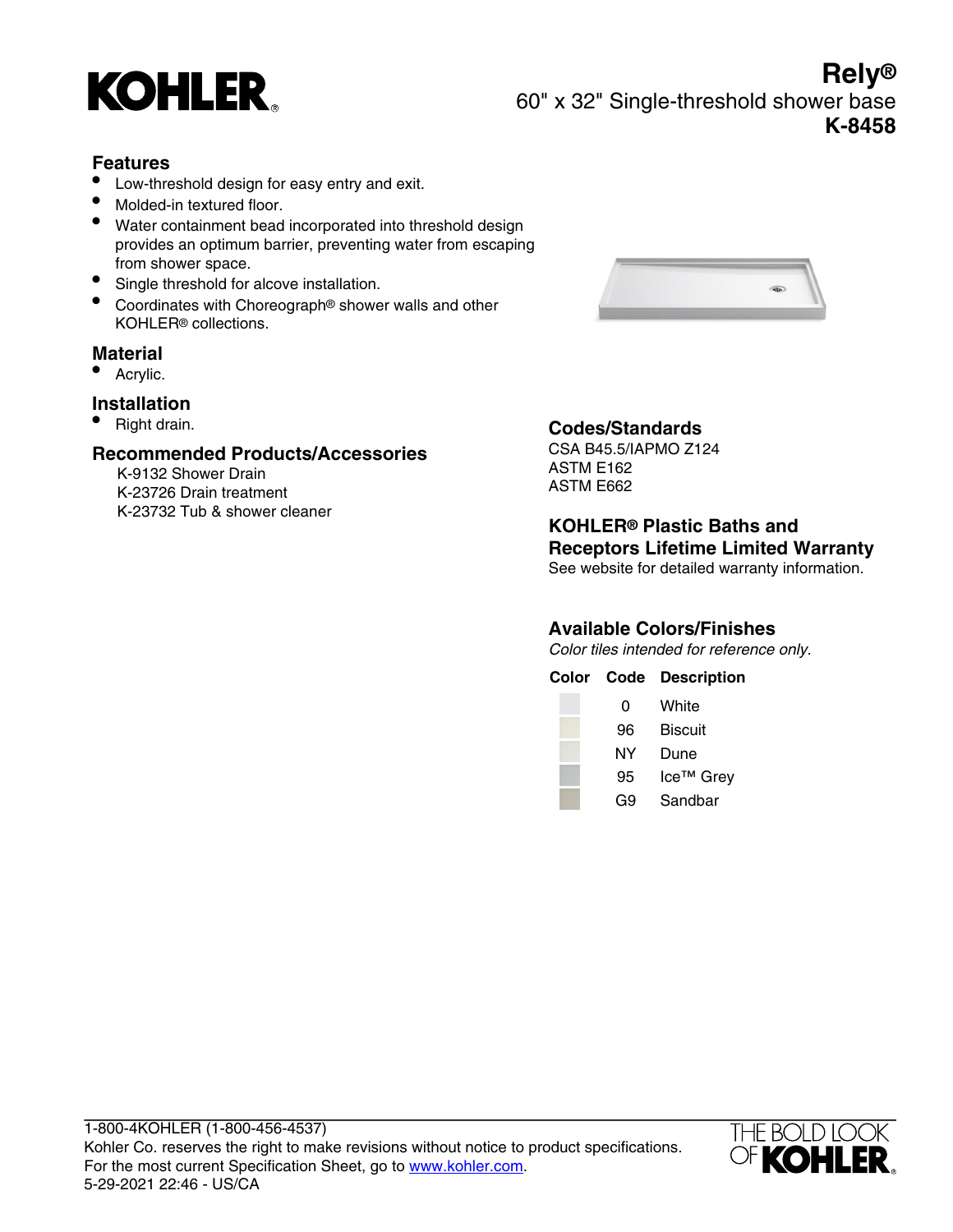KOHLER®

# Rely®

## 60" x 32" Single-threshold shower base

## K-8458

### Features

- Low-threshold design for easy entry and exit.
- Molded-in textured floor.
- Water containment bead incorporated into threshold design provides an optimum barrier, preventing water from escaping from shower space.
- Single threshold for alcove installation.
- Coordinates with Choreograph® shower walls and other KOHLER® collections.

### Material

- Acrylic.

### Installation

- Right drain.

### Recommended Products/Accessories

K-9132 Shower Drain
K-23726 Drain treatment
K-23732 Tub & shower cleaner

### Codes/Standards

CSA B45.5/IAPMO Z124
ASTM E162
ASTM E662

### KOHLER® Plastic Baths and Receptors Lifetime Limited Warranty

See website for detailed warranty information.

### Available Colors/Finishes

*Color tiles intended for reference only.*

| Color | Code | Description |
|---|---|---|
| | 0 | White |
| | 96 | Biscuit |
| | NY | Dune |
| | 95 | Ice™ Grey |
| | G9 | Sandbar |

1-800-4KOHLER (1-800-456-4537)
Kohler Co. reserves the right to make revisions without notice to product specifications.
For the most current Specification Sheet, go to www.kohler.com.
5-29-2021 22:46 - US/CA

THE BOLD LOOK OF KOHLER®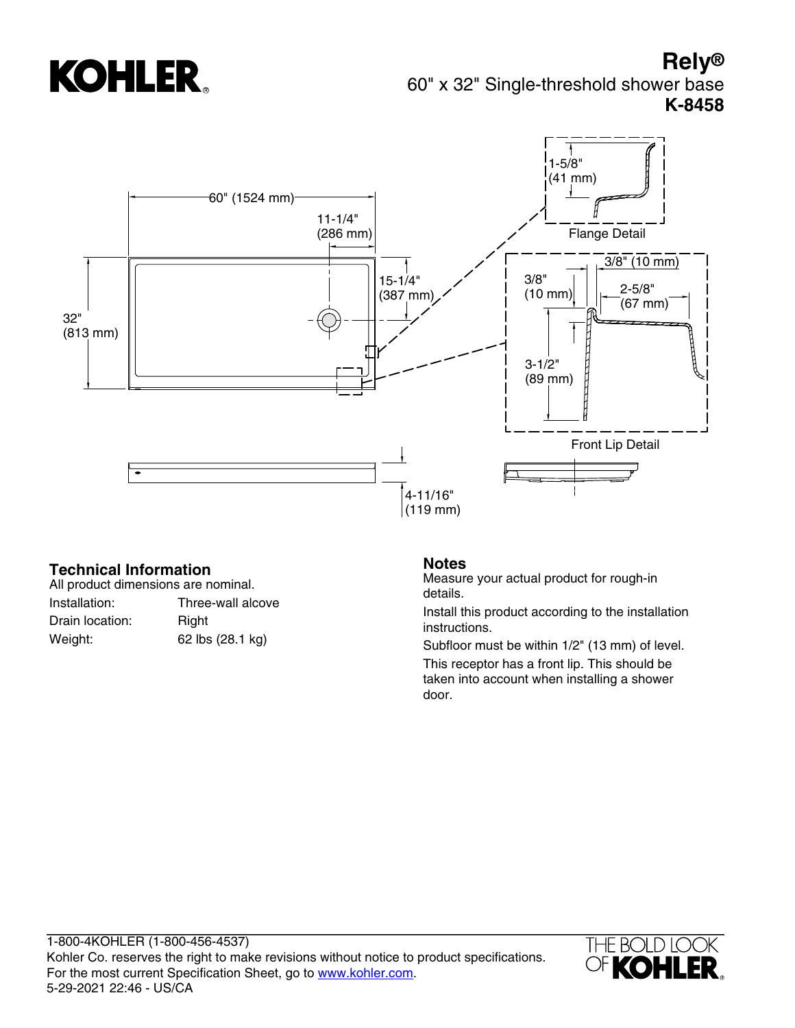# KOHLER

## Rely®

60" x 32" Single-threshold shower base

**K-8458**

60" (1524 mm)

11-1/4" (286 mm)

15-1/4" (387 mm)

32" (813 mm)

1-5/8" (41 mm)

Flange Detail

3/8" (10 mm)

3/8" (10 mm)

2-5/8" (67 mm)

3-1/2" (89 mm)

Front Lip Detail

4-11/16" (119 mm)

### Technical Information

All product dimensions are nominal.

| | |
|---|---|
| Installation: | Three-wall alcove |
| Drain location: | Right |
| Weight: | 62 lbs (28.1 kg) |

### Notes

Measure your actual product for rough-in details.

Install this product according to the installation instructions.

Subfloor must be within 1/2" (13 mm) of level.

This receptor has a front lip. This should be taken into account when installing a shower door.

1-800-4KOHLER (1-800-456-4537)
Kohler Co. reserves the right to make revisions without notice to product specifications.
For the most current Specification Sheet, go to www.kohler.com.
5-29-2021 22:46 - US/CA

THE BOLD LOOK OF KOHLER